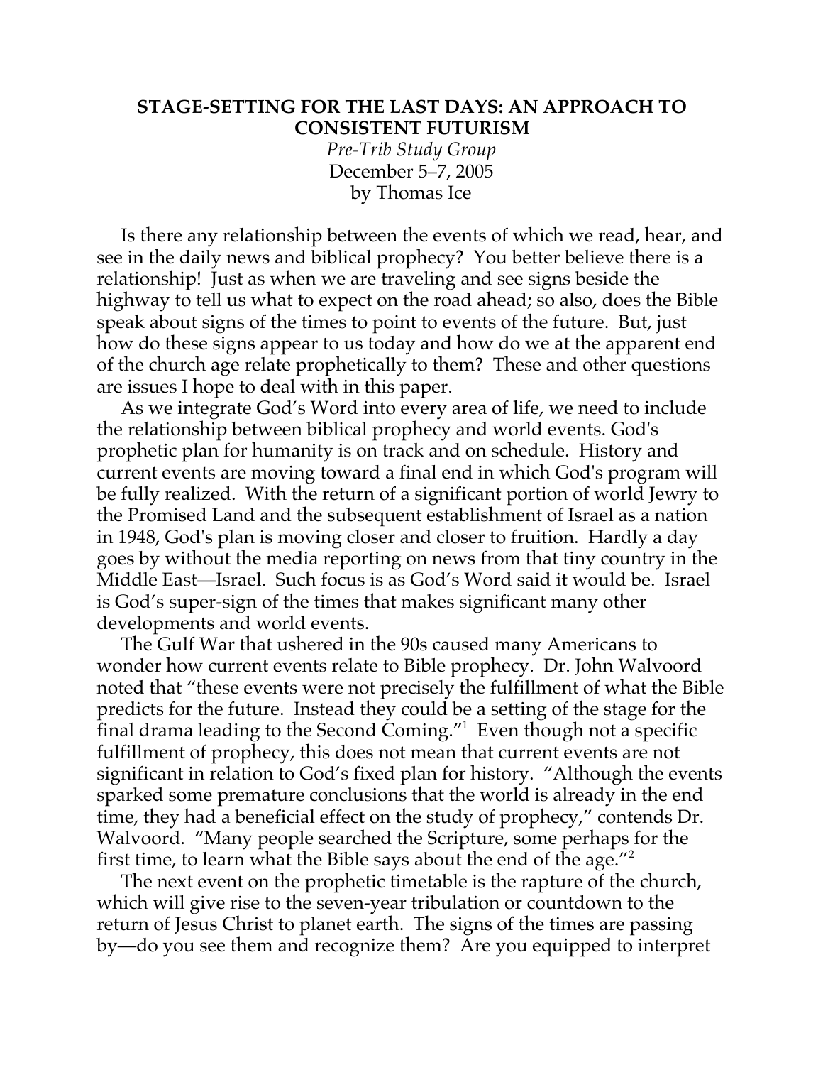# STAGE-SETTING FOR THE LAST DAYS: AN APPROACH TO CONSISTENT FUTURISM

*Pre-Trib Study Group*
December 5–7, 2005
by Thomas Ice

Is there any relationship between the events of which we read, hear, and see in the daily news and biblical prophecy? You better believe there is a relationship! Just as when we are traveling and see signs beside the highway to tell us what to expect on the road ahead; so also, does the Bible speak about signs of the times to point to events of the future. But, just how do these signs appear to us today and how do we at the apparent end of the church age relate prophetically to them? These and other questions are issues I hope to deal with in this paper.

As we integrate God's Word into every area of life, we need to include the relationship between biblical prophecy and world events. God's prophetic plan for humanity is on track and on schedule. History and current events are moving toward a final end in which God's program will be fully realized. With the return of a significant portion of world Jewry to the Promised Land and the subsequent establishment of Israel as a nation in 1948, God's plan is moving closer and closer to fruition. Hardly a day goes by without the media reporting on news from that tiny country in the Middle East—Israel. Such focus is as God's Word said it would be. Israel is God's super-sign of the times that makes significant many other developments and world events.

The Gulf War that ushered in the 90s caused many Americans to wonder how current events relate to Bible prophecy. Dr. John Walvoord noted that "these events were not precisely the fulfillment of what the Bible predicts for the future. Instead they could be a setting of the stage for the final drama leading to the Second Coming."[1] Even though not a specific fulfillment of prophecy, this does not mean that current events are not significant in relation to God's fixed plan for history. "Although the events sparked some premature conclusions that the world is already in the end time, they had a beneficial effect on the study of prophecy," contends Dr. Walvoord. "Many people searched the Scripture, some perhaps for the first time, to learn what the Bible says about the end of the age."[2]

The next event on the prophetic timetable is the rapture of the church, which will give rise to the seven-year tribulation or countdown to the return of Jesus Christ to planet earth. The signs of the times are passing by—do you see them and recognize them? Are you equipped to interpret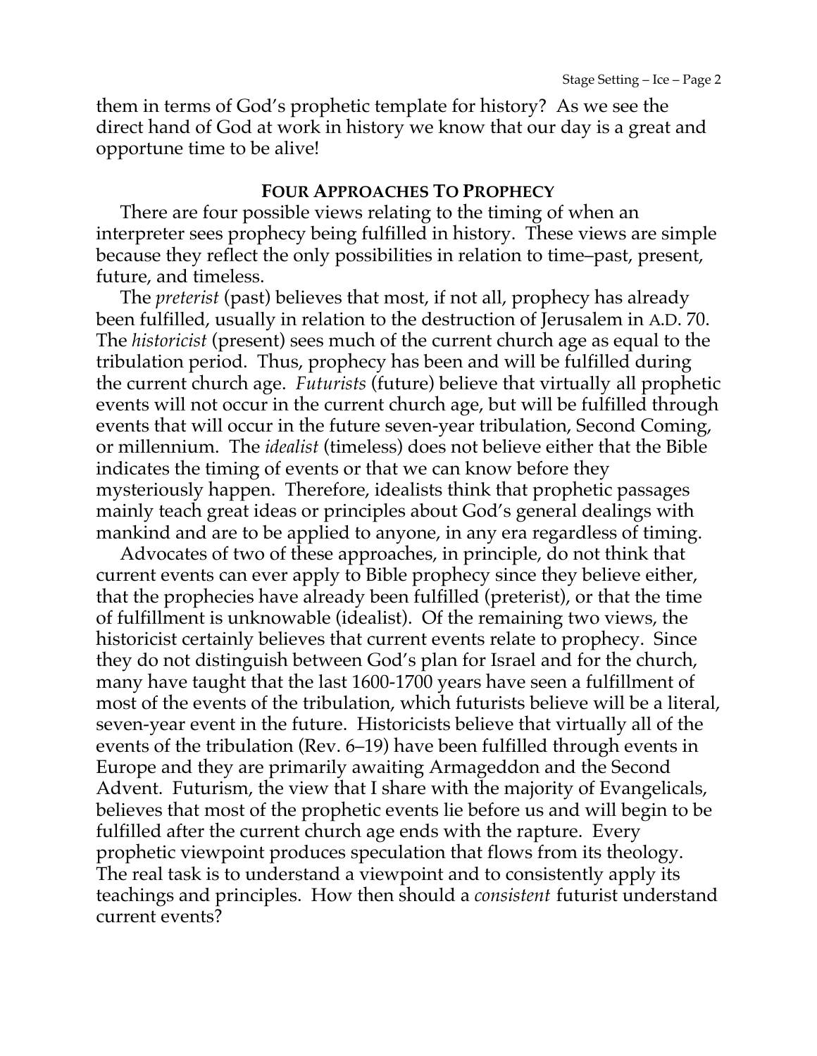them in terms of God's prophetic template for history? As we see the direct hand of God at work in history we know that our day is a great and opportune time to be alive!

## FOUR APPROACHES TO PROPHECY

There are four possible views relating to the timing of when an interpreter sees prophecy being fulfilled in history. These views are simple because they reflect the only possibilities in relation to time–past, present, future, and timeless.

The *preterist* (past) believes that most, if not all, prophecy has already been fulfilled, usually in relation to the destruction of Jerusalem in A.D. 70. The *historicist* (present) sees much of the current church age as equal to the tribulation period. Thus, prophecy has been and will be fulfilled during the current church age. *Futurists* (future) believe that virtually all prophetic events will not occur in the current church age, but will be fulfilled through events that will occur in the future seven-year tribulation, Second Coming, or millennium. The *idealist* (timeless) does not believe either that the Bible indicates the timing of events or that we can know before they mysteriously happen. Therefore, idealists think that prophetic passages mainly teach great ideas or principles about God's general dealings with mankind and are to be applied to anyone, in any era regardless of timing.

Advocates of two of these approaches, in principle, do not think that current events can ever apply to Bible prophecy since they believe either, that the prophecies have already been fulfilled (preterist), or that the time of fulfillment is unknowable (idealist). Of the remaining two views, the historicist certainly believes that current events relate to prophecy. Since they do not distinguish between God's plan for Israel and for the church, many have taught that the last 1600-1700 years have seen a fulfillment of most of the events of the tribulation, which futurists believe will be a literal, seven-year event in the future. Historicists believe that virtually all of the events of the tribulation (Rev. 6–19) have been fulfilled through events in Europe and they are primarily awaiting Armageddon and the Second Advent. Futurism, the view that I share with the majority of Evangelicals, believes that most of the prophetic events lie before us and will begin to be fulfilled after the current church age ends with the rapture. Every prophetic viewpoint produces speculation that flows from its theology. The real task is to understand a viewpoint and to consistently apply its teachings and principles. How then should a *consistent* futurist understand current events?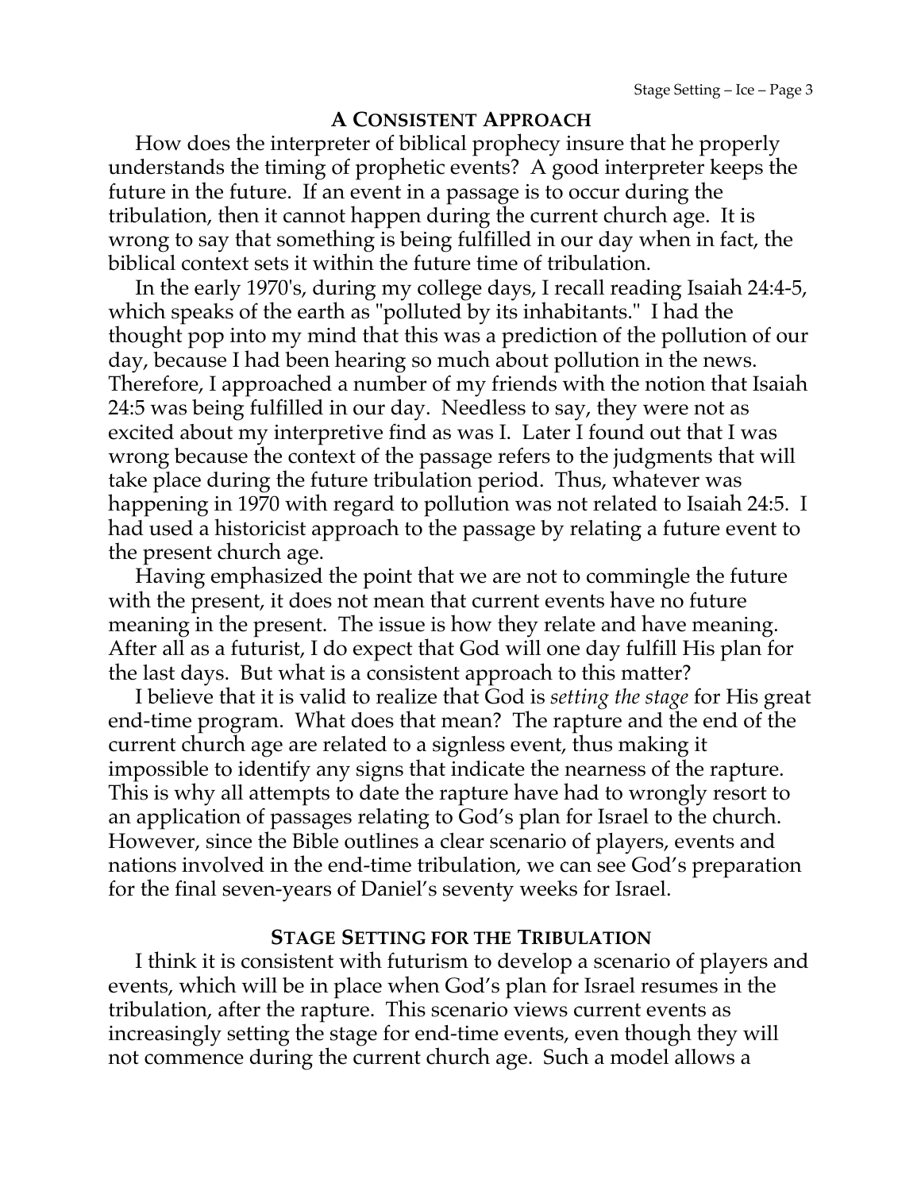## A Consistent Approach

How does the interpreter of biblical prophecy insure that he properly understands the timing of prophetic events? A good interpreter keeps the future in the future. If an event in a passage is to occur during the tribulation, then it cannot happen during the current church age. It is wrong to say that something is being fulfilled in our day when in fact, the biblical context sets it within the future time of tribulation.

In the early 1970's, during my college days, I recall reading Isaiah 24:4-5, which speaks of the earth as "polluted by its inhabitants." I had the thought pop into my mind that this was a prediction of the pollution of our day, because I had been hearing so much about pollution in the news. Therefore, I approached a number of my friends with the notion that Isaiah 24:5 was being fulfilled in our day. Needless to say, they were not as excited about my interpretive find as was I. Later I found out that I was wrong because the context of the passage refers to the judgments that will take place during the future tribulation period. Thus, whatever was happening in 1970 with regard to pollution was not related to Isaiah 24:5. I had used a historicist approach to the passage by relating a future event to the present church age.

Having emphasized the point that we are not to commingle the future with the present, it does not mean that current events have no future meaning in the present. The issue is how they relate and have meaning. After all as a futurist, I do expect that God will one day fulfill His plan for the last days. But what is a consistent approach to this matter?

I believe that it is valid to realize that God is *setting the stage* for His great end-time program. What does that mean? The rapture and the end of the current church age are related to a signless event, thus making it impossible to identify any signs that indicate the nearness of the rapture. This is why all attempts to date the rapture have had to wrongly resort to an application of passages relating to God's plan for Israel to the church. However, since the Bible outlines a clear scenario of players, events and nations involved in the end-time tribulation, we can see God's preparation for the final seven-years of Daniel's seventy weeks for Israel.

## Stage Setting for the Tribulation

I think it is consistent with futurism to develop a scenario of players and events, which will be in place when God's plan for Israel resumes in the tribulation, after the rapture. This scenario views current events as increasingly setting the stage for end-time events, even though they will not commence during the current church age. Such a model allows a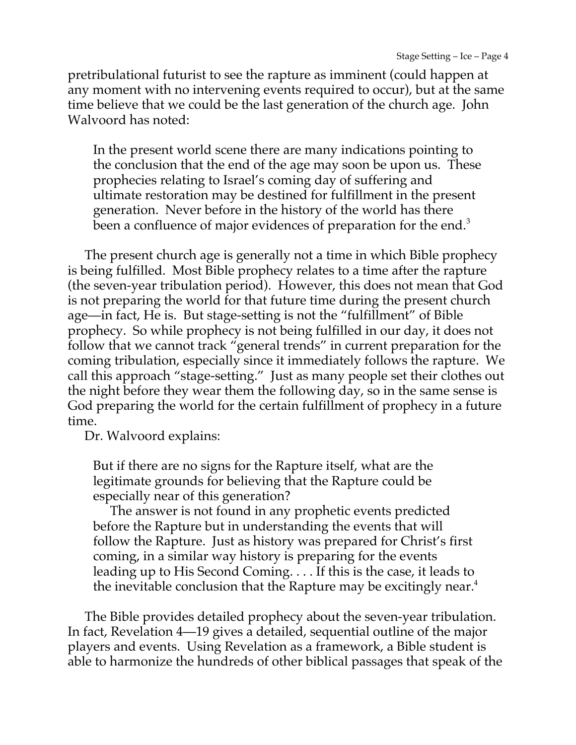pretribulational futurist to see the rapture as imminent (could happen at any moment with no intervening events required to occur), but at the same time believe that we could be the last generation of the church age. John Walvoord has noted:

> In the present world scene there are many indications pointing to the conclusion that the end of the age may soon be upon us. These prophecies relating to Israel's coming day of suffering and ultimate restoration may be destined for fulfillment in the present generation. Never before in the history of the world has there been a confluence of major evidences of preparation for the end.[3]

The present church age is generally not a time in which Bible prophecy is being fulfilled. Most Bible prophecy relates to a time after the rapture (the seven-year tribulation period). However, this does not mean that God is not preparing the world for that future time during the present church age—in fact, He is. But stage-setting is not the "fulfillment" of Bible prophecy. So while prophecy is not being fulfilled in our day, it does not follow that we cannot track "general trends" in current preparation for the coming tribulation, especially since it immediately follows the rapture. We call this approach "stage-setting." Just as many people set their clothes out the night before they wear them the following day, so in the same sense is God preparing the world for the certain fulfillment of prophecy in a future time.

Dr. Walvoord explains:

> But if there are no signs for the Rapture itself, what are the legitimate grounds for believing that the Rapture could be especially near of this generation?
>
> The answer is not found in any prophetic events predicted before the Rapture but in understanding the events that will follow the Rapture. Just as history was prepared for Christ's first coming, in a similar way history is preparing for the events leading up to His Second Coming. . . . If this is the case, it leads to the inevitable conclusion that the Rapture may be excitingly near.[4]

The Bible provides detailed prophecy about the seven-year tribulation. In fact, Revelation 4—19 gives a detailed, sequential outline of the major players and events. Using Revelation as a framework, a Bible student is able to harmonize the hundreds of other biblical passages that speak of the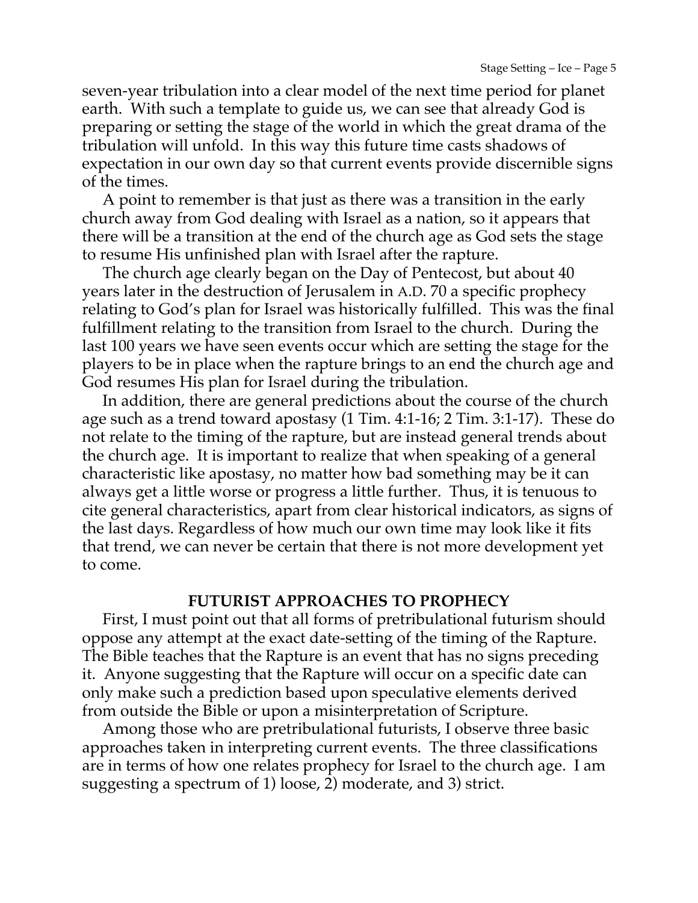seven-year tribulation into a clear model of the next time period for planet earth. With such a template to guide us, we can see that already God is preparing or setting the stage of the world in which the great drama of the tribulation will unfold. In this way this future time casts shadows of expectation in our own day so that current events provide discernible signs of the times.

A point to remember is that just as there was a transition in the early church away from God dealing with Israel as a nation, so it appears that there will be a transition at the end of the church age as God sets the stage to resume His unfinished plan with Israel after the rapture.

The church age clearly began on the Day of Pentecost, but about 40 years later in the destruction of Jerusalem in A.D. 70 a specific prophecy relating to God's plan for Israel was historically fulfilled. This was the final fulfillment relating to the transition from Israel to the church. During the last 100 years we have seen events occur which are setting the stage for the players to be in place when the rapture brings to an end the church age and God resumes His plan for Israel during the tribulation.

In addition, there are general predictions about the course of the church age such as a trend toward apostasy (1 Tim. 4:1-16; 2 Tim. 3:1-17). These do not relate to the timing of the rapture, but are instead general trends about the church age. It is important to realize that when speaking of a general characteristic like apostasy, no matter how bad something may be it can always get a little worse or progress a little further. Thus, it is tenuous to cite general characteristics, apart from clear historical indicators, as signs of the last days. Regardless of how much our own time may look like it fits that trend, we can never be certain that there is not more development yet to come.

## FUTURIST APPROACHES TO PROPHECY

First, I must point out that all forms of pretribulational futurism should oppose any attempt at the exact date-setting of the timing of the Rapture. The Bible teaches that the Rapture is an event that has no signs preceding it. Anyone suggesting that the Rapture will occur on a specific date can only make such a prediction based upon speculative elements derived from outside the Bible or upon a misinterpretation of Scripture.

Among those who are pretribulational futurists, I observe three basic approaches taken in interpreting current events. The three classifications are in terms of how one relates prophecy for Israel to the church age. I am suggesting a spectrum of 1) loose, 2) moderate, and 3) strict.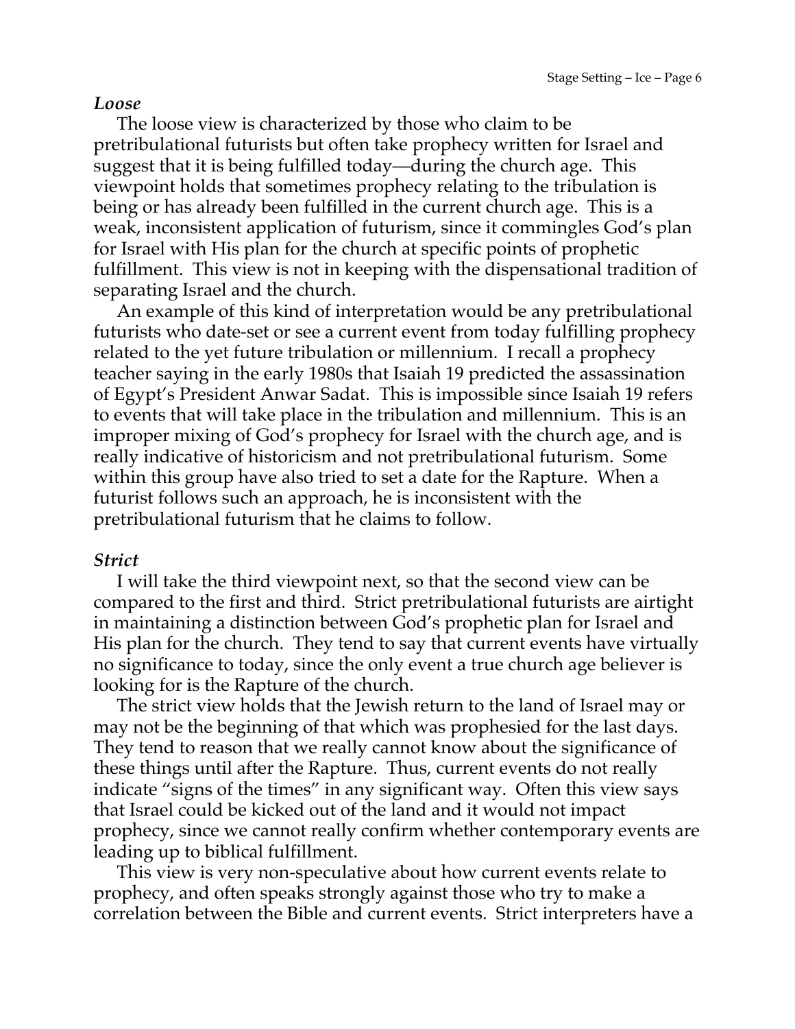### *Loose*

The loose view is characterized by those who claim to be pretribulational futurists but often take prophecy written for Israel and suggest that it is being fulfilled today—during the church age. This viewpoint holds that sometimes prophecy relating to the tribulation is being or has already been fulfilled in the current church age. This is a weak, inconsistent application of futurism, since it commingles God's plan for Israel with His plan for the church at specific points of prophetic fulfillment. This view is not in keeping with the dispensational tradition of separating Israel and the church.

An example of this kind of interpretation would be any pretribulational futurists who date-set or see a current event from today fulfilling prophecy related to the yet future tribulation or millennium. I recall a prophecy teacher saying in the early 1980s that Isaiah 19 predicted the assassination of Egypt's President Anwar Sadat. This is impossible since Isaiah 19 refers to events that will take place in the tribulation and millennium. This is an improper mixing of God's prophecy for Israel with the church age, and is really indicative of historicism and not pretribulational futurism. Some within this group have also tried to set a date for the Rapture. When a futurist follows such an approach, he is inconsistent with the pretribulational futurism that he claims to follow.

### *Strict*

I will take the third viewpoint next, so that the second view can be compared to the first and third. Strict pretribulational futurists are airtight in maintaining a distinction between God's prophetic plan for Israel and His plan for the church. They tend to say that current events have virtually no significance to today, since the only event a true church age believer is looking for is the Rapture of the church.

The strict view holds that the Jewish return to the land of Israel may or may not be the beginning of that which was prophesied for the last days. They tend to reason that we really cannot know about the significance of these things until after the Rapture. Thus, current events do not really indicate "signs of the times" in any significant way. Often this view says that Israel could be kicked out of the land and it would not impact prophecy, since we cannot really confirm whether contemporary events are leading up to biblical fulfillment.

This view is very non-speculative about how current events relate to prophecy, and often speaks strongly against those who try to make a correlation between the Bible and current events. Strict interpreters have a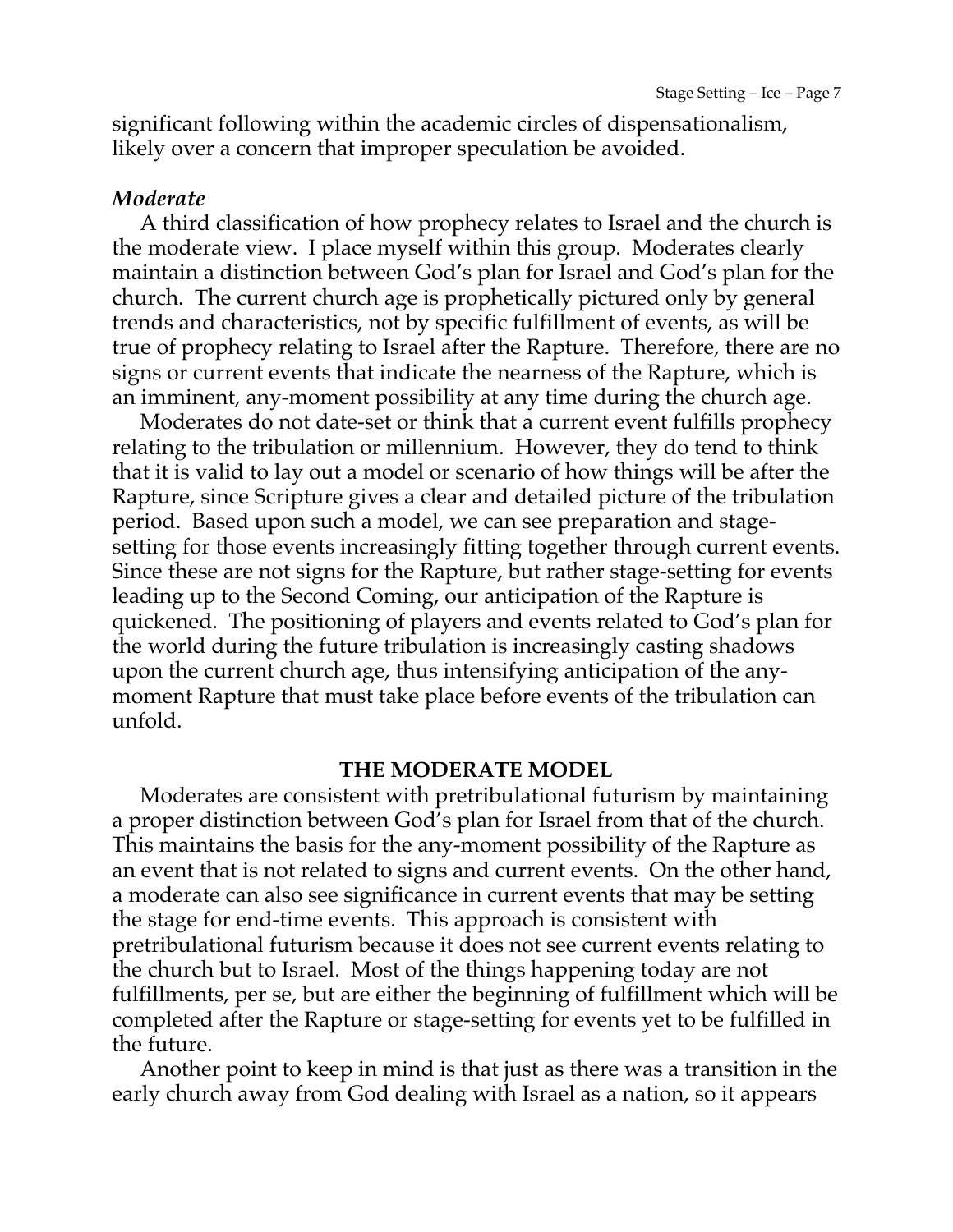significant following within the academic circles of dispensationalism, likely over a concern that improper speculation be avoided.

### *Moderate*

A third classification of how prophecy relates to Israel and the church is the moderate view. I place myself within this group. Moderates clearly maintain a distinction between God's plan for Israel and God's plan for the church. The current church age is prophetically pictured only by general trends and characteristics, not by specific fulfillment of events, as will be true of prophecy relating to Israel after the Rapture. Therefore, there are no signs or current events that indicate the nearness of the Rapture, which is an imminent, any-moment possibility at any time during the church age.

Moderates do not date-set or think that a current event fulfills prophecy relating to the tribulation or millennium. However, they do tend to think that it is valid to lay out a model or scenario of how things will be after the Rapture, since Scripture gives a clear and detailed picture of the tribulation period. Based upon such a model, we can see preparation and stage-setting for those events increasingly fitting together through current events. Since these are not signs for the Rapture, but rather stage-setting for events leading up to the Second Coming, our anticipation of the Rapture is quickened. The positioning of players and events related to God's plan for the world during the future tribulation is increasingly casting shadows upon the current church age, thus intensifying anticipation of the any-moment Rapture that must take place before events of the tribulation can unfold.

## THE MODERATE MODEL

Moderates are consistent with pretribulational futurism by maintaining a proper distinction between God's plan for Israel from that of the church. This maintains the basis for the any-moment possibility of the Rapture as an event that is not related to signs and current events. On the other hand, a moderate can also see significance in current events that may be setting the stage for end-time events. This approach is consistent with pretribulational futurism because it does not see current events relating to the church but to Israel. Most of the things happening today are not fulfillments, per se, but are either the beginning of fulfillment which will be completed after the Rapture or stage-setting for events yet to be fulfilled in the future.

Another point to keep in mind is that just as there was a transition in the early church away from God dealing with Israel as a nation, so it appears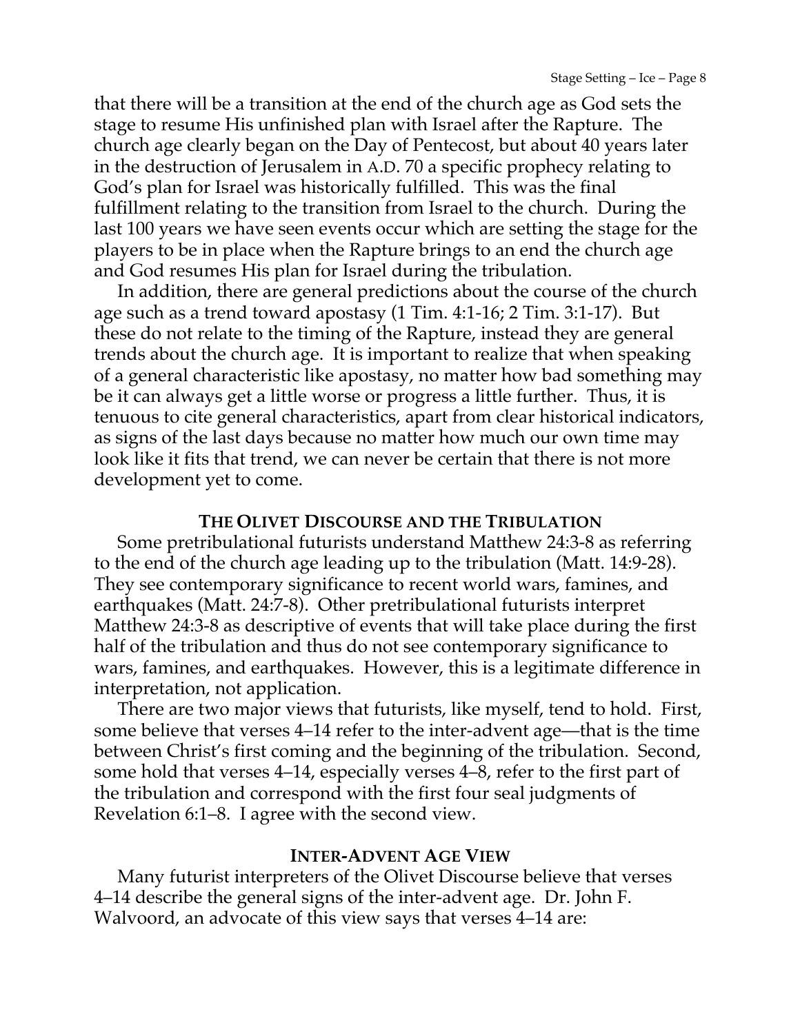that there will be a transition at the end of the church age as God sets the stage to resume His unfinished plan with Israel after the Rapture. The church age clearly began on the Day of Pentecost, but about 40 years later in the destruction of Jerusalem in A.D. 70 a specific prophecy relating to God's plan for Israel was historically fulfilled. This was the final fulfillment relating to the transition from Israel to the church. During the last 100 years we have seen events occur which are setting the stage for the players to be in place when the Rapture brings to an end the church age and God resumes His plan for Israel during the tribulation.

In addition, there are general predictions about the course of the church age such as a trend toward apostasy (1 Tim. 4:1-16; 2 Tim. 3:1-17). But these do not relate to the timing of the Rapture, instead they are general trends about the church age. It is important to realize that when speaking of a general characteristic like apostasy, no matter how bad something may be it can always get a little worse or progress a little further. Thus, it is tenuous to cite general characteristics, apart from clear historical indicators, as signs of the last days because no matter how much our own time may look like it fits that trend, we can never be certain that there is not more development yet to come.

## THE OLIVET DISCOURSE AND THE TRIBULATION

Some pretribulational futurists understand Matthew 24:3-8 as referring to the end of the church age leading up to the tribulation (Matt. 14:9-28). They see contemporary significance to recent world wars, famines, and earthquakes (Matt. 24:7-8). Other pretribulational futurists interpret Matthew 24:3-8 as descriptive of events that will take place during the first half of the tribulation and thus do not see contemporary significance to wars, famines, and earthquakes. However, this is a legitimate difference in interpretation, not application.

There are two major views that futurists, like myself, tend to hold. First, some believe that verses 4–14 refer to the inter-advent age—that is the time between Christ's first coming and the beginning of the tribulation. Second, some hold that verses 4–14, especially verses 4–8, refer to the first part of the tribulation and correspond with the first four seal judgments of Revelation 6:1–8. I agree with the second view.

## INTER-ADVENT AGE VIEW

Many futurist interpreters of the Olivet Discourse believe that verses 4–14 describe the general signs of the inter-advent age. Dr. John F. Walvoord, an advocate of this view says that verses 4–14 are: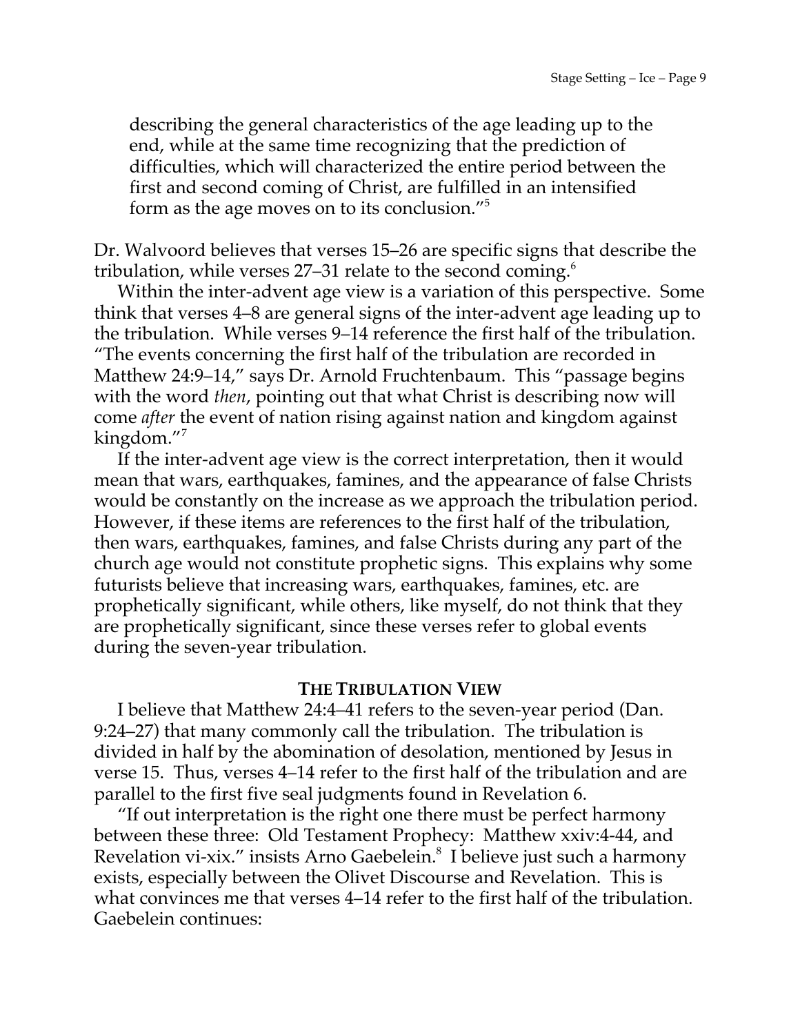> describing the general characteristics of the age leading up to the end, while at the same time recognizing that the prediction of difficulties, which will characterized the entire period between the first and second coming of Christ, are fulfilled in an intensified form as the age moves on to its conclusion."[5]

Dr. Walvoord believes that verses 15–26 are specific signs that describe the tribulation, while verses 27–31 relate to the second coming.[6]

Within the inter-advent age view is a variation of this perspective. Some think that verses 4–8 are general signs of the inter-advent age leading up to the tribulation. While verses 9–14 reference the first half of the tribulation. "The events concerning the first half of the tribulation are recorded in Matthew 24:9–14," says Dr. Arnold Fruchtenbaum. This "passage begins with the word *then*, pointing out that what Christ is describing now will come *after* the event of nation rising against nation and kingdom against kingdom."[7]

If the inter-advent age view is the correct interpretation, then it would mean that wars, earthquakes, famines, and the appearance of false Christs would be constantly on the increase as we approach the tribulation period. However, if these items are references to the first half of the tribulation, then wars, earthquakes, famines, and false Christs during any part of the church age would not constitute prophetic signs. This explains why some futurists believe that increasing wars, earthquakes, famines, etc. are prophetically significant, while others, like myself, do not think that they are prophetically significant, since these verses refer to global events during the seven-year tribulation.

## THE TRIBULATION VIEW

I believe that Matthew 24:4–41 refers to the seven-year period (Dan. 9:24–27) that many commonly call the tribulation. The tribulation is divided in half by the abomination of desolation, mentioned by Jesus in verse 15. Thus, verses 4–14 refer to the first half of the tribulation and are parallel to the first five seal judgments found in Revelation 6.

"If out interpretation is the right one there must be perfect harmony between these three: Old Testament Prophecy: Matthew xxiv:4-44, and Revelation vi-xix." insists Arno Gaebelein.[8] I believe just such a harmony exists, especially between the Olivet Discourse and Revelation. This is what convinces me that verses 4–14 refer to the first half of the tribulation. Gaebelein continues: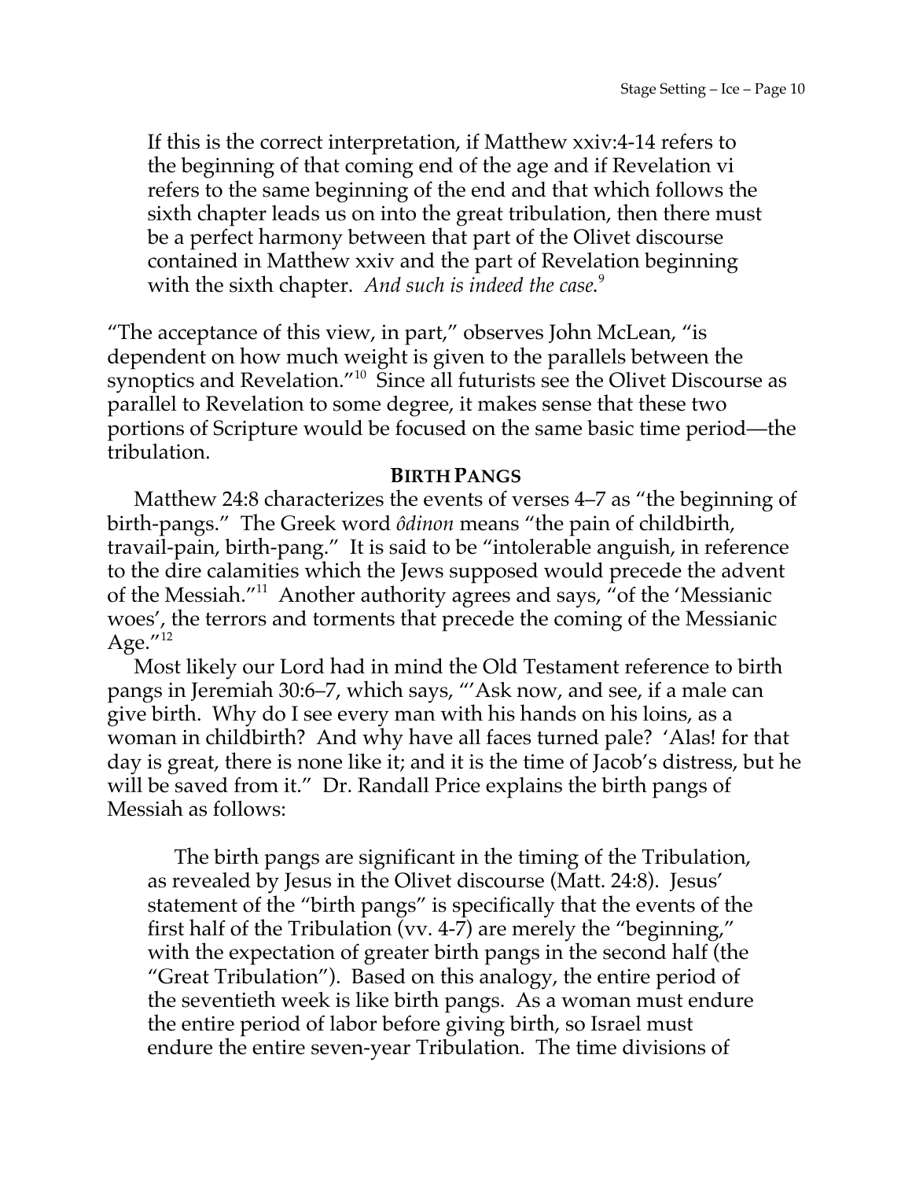> If this is the correct interpretation, if Matthew xxiv:4-14 refers to the beginning of that coming end of the age and if Revelation vi refers to the same beginning of the end and that which follows the sixth chapter leads us on into the great tribulation, then there must be a perfect harmony between that part of the Olivet discourse contained in Matthew xxiv and the part of Revelation beginning with the sixth chapter. *And such is indeed the case.*[9]

"The acceptance of this view, in part," observes John McLean, "is dependent on how much weight is given to the parallels between the synoptics and Revelation."[10] Since all futurists see the Olivet Discourse as parallel to Revelation to some degree, it makes sense that these two portions of Scripture would be focused on the same basic time period—the tribulation.

## BIRTH PANGS

Matthew 24:8 characterizes the events of verses 4–7 as "the beginning of birth-pangs." The Greek word *ôdinon* means "the pain of childbirth, travail-pain, birth-pang." It is said to be "intolerable anguish, in reference to the dire calamities which the Jews supposed would precede the advent of the Messiah."[11] Another authority agrees and says, "of the 'Messianic woes', the terrors and torments that precede the coming of the Messianic Age."[12]

Most likely our Lord had in mind the Old Testament reference to birth pangs in Jeremiah 30:6–7, which says, "'Ask now, and see, if a male can give birth. Why do I see every man with his hands on his loins, as a woman in childbirth? And why have all faces turned pale? 'Alas! for that day is great, there is none like it; and it is the time of Jacob's distress, but he will be saved from it." Dr. Randall Price explains the birth pangs of Messiah as follows:

> The birth pangs are significant in the timing of the Tribulation, as revealed by Jesus in the Olivet discourse (Matt. 24:8). Jesus' statement of the "birth pangs" is specifically that the events of the first half of the Tribulation (vv. 4-7) are merely the "beginning," with the expectation of greater birth pangs in the second half (the "Great Tribulation"). Based on this analogy, the entire period of the seventieth week is like birth pangs. As a woman must endure the entire period of labor before giving birth, so Israel must endure the entire seven-year Tribulation. The time divisions of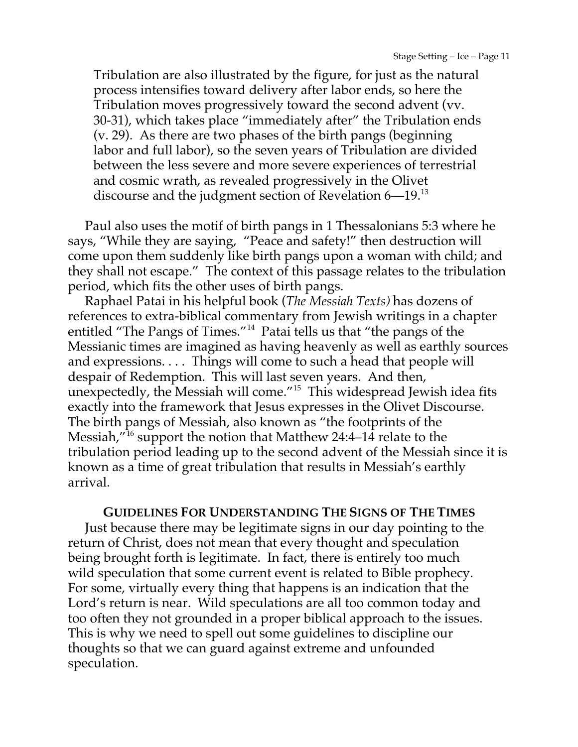> Tribulation are also illustrated by the figure, for just as the natural process intensifies toward delivery after labor ends, so here the Tribulation moves progressively toward the second advent (vv. 30-31), which takes place "immediately after" the Tribulation ends (v. 29). As there are two phases of the birth pangs (beginning labor and full labor), so the seven years of Tribulation are divided between the less severe and more severe experiences of terrestrial and cosmic wrath, as revealed progressively in the Olivet discourse and the judgment section of Revelation 6—19.[13]

Paul also uses the motif of birth pangs in 1 Thessalonians 5:3 where he says, "While they are saying, "Peace and safety!" then destruction will come upon them suddenly like birth pangs upon a woman with child; and they shall not escape." The context of this passage relates to the tribulation period, which fits the other uses of birth pangs.

Raphael Patai in his helpful book (*The Messiah Texts)* has dozens of references to extra-biblical commentary from Jewish writings in a chapter entitled "The Pangs of Times."[14] Patai tells us that "the pangs of the Messianic times are imagined as having heavenly as well as earthly sources and expressions. . . . Things will come to such a head that people will despair of Redemption. This will last seven years. And then, unexpectedly, the Messiah will come."[15] This widespread Jewish idea fits exactly into the framework that Jesus expresses in the Olivet Discourse. The birth pangs of Messiah, also known as "the footprints of the Messiah,"[16] support the notion that Matthew 24:4–14 relate to the tribulation period leading up to the second advent of the Messiah since it is known as a time of great tribulation that results in Messiah's earthly arrival.

## GUIDELINES FOR UNDERSTANDING THE SIGNS OF THE TIMES

Just because there may be legitimate signs in our day pointing to the return of Christ, does not mean that every thought and speculation being brought forth is legitimate. In fact, there is entirely too much wild speculation that some current event is related to Bible prophecy. For some, virtually every thing that happens is an indication that the Lord's return is near. Wild speculations are all too common today and too often they not grounded in a proper biblical approach to the issues. This is why we need to spell out some guidelines to discipline our thoughts so that we can guard against extreme and unfounded speculation.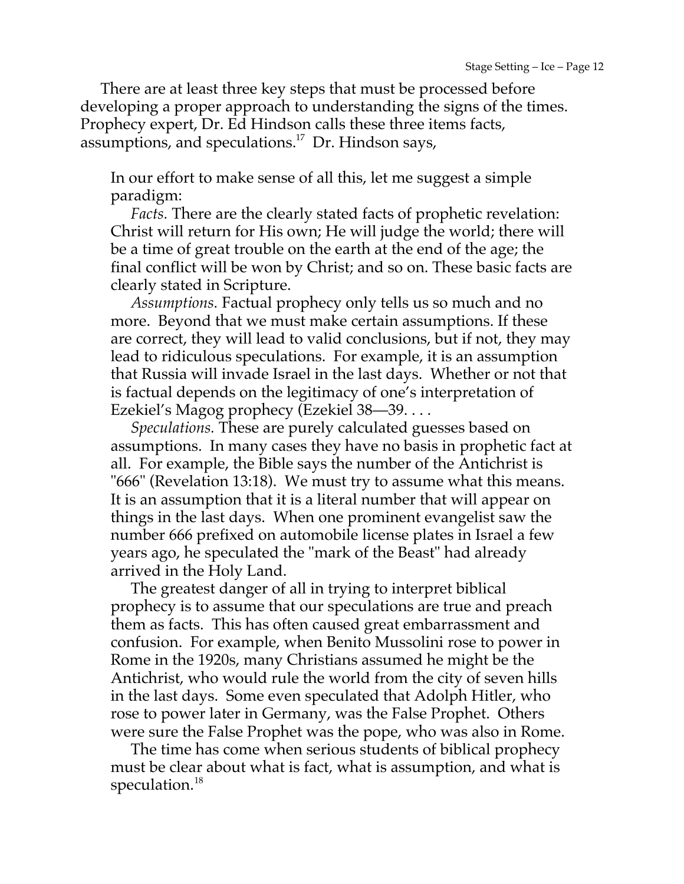There are at least three key steps that must be processed before developing a proper approach to understanding the signs of the times. Prophecy expert, Dr. Ed Hindson calls these three items facts, assumptions, and speculations.[17] Dr. Hindson says,

> In our effort to make sense of all this, let me suggest a simple paradigm:
>
> *Facts.* There are the clearly stated facts of prophetic revelation: Christ will return for His own; He will judge the world; there will be a time of great trouble on the earth at the end of the age; the final conflict will be won by Christ; and so on. These basic facts are clearly stated in Scripture.
>
> *Assumptions.* Factual prophecy only tells us so much and no more. Beyond that we must make certain assumptions. If these are correct, they will lead to valid conclusions, but if not, they may lead to ridiculous speculations. For example, it is an assumption that Russia will invade Israel in the last days. Whether or not that is factual depends on the legitimacy of one's interpretation of Ezekiel's Magog prophecy (Ezekiel 38—39. . . .
>
> *Speculations.* These are purely calculated guesses based on assumptions. In many cases they have no basis in prophetic fact at all. For example, the Bible says the number of the Antichrist is "666" (Revelation 13:18). We must try to assume what this means. It is an assumption that it is a literal number that will appear on things in the last days. When one prominent evangelist saw the number 666 prefixed on automobile license plates in Israel a few years ago, he speculated the "mark of the Beast" had already arrived in the Holy Land.
>
> The greatest danger of all in trying to interpret biblical prophecy is to assume that our speculations are true and preach them as facts. This has often caused great embarrassment and confusion. For example, when Benito Mussolini rose to power in Rome in the 1920s, many Christians assumed he might be the Antichrist, who would rule the world from the city of seven hills in the last days. Some even speculated that Adolph Hitler, who rose to power later in Germany, was the False Prophet. Others were sure the False Prophet was the pope, who was also in Rome.
>
> The time has come when serious students of biblical prophecy must be clear about what is fact, what is assumption, and what is speculation.[18]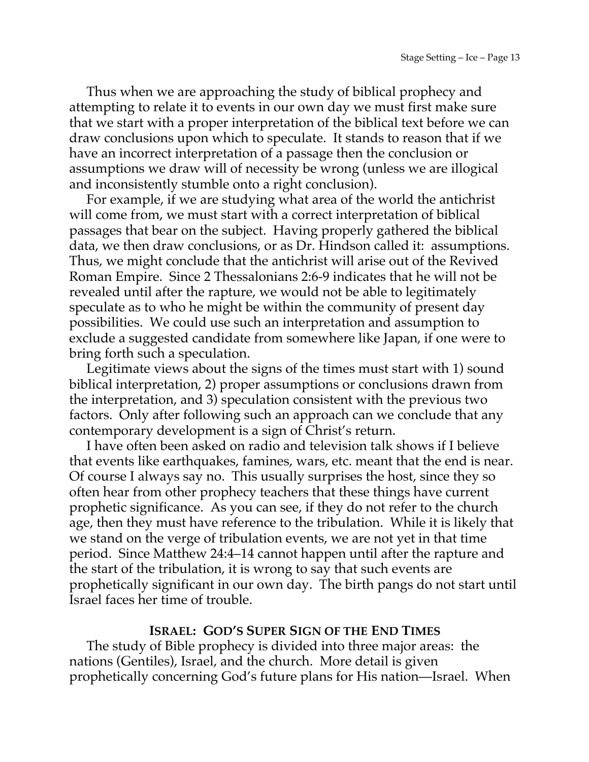Thus when we are approaching the study of biblical prophecy and attempting to relate it to events in our own day we must first make sure that we start with a proper interpretation of the biblical text before we can draw conclusions upon which to speculate. It stands to reason that if we have an incorrect interpretation of a passage then the conclusion or assumptions we draw will of necessity be wrong (unless we are illogical and inconsistently stumble onto a right conclusion).

For example, if we are studying what area of the world the antichrist will come from, we must start with a correct interpretation of biblical passages that bear on the subject. Having properly gathered the biblical data, we then draw conclusions, or as Dr. Hindson called it: assumptions. Thus, we might conclude that the antichrist will arise out of the Revived Roman Empire. Since 2 Thessalonians 2:6-9 indicates that he will not be revealed until after the rapture, we would not be able to legitimately speculate as to who he might be within the community of present day possibilities. We could use such an interpretation and assumption to exclude a suggested candidate from somewhere like Japan, if one were to bring forth such a speculation.

Legitimate views about the signs of the times must start with 1) sound biblical interpretation, 2) proper assumptions or conclusions drawn from the interpretation, and 3) speculation consistent with the previous two factors. Only after following such an approach can we conclude that any contemporary development is a sign of Christ's return.

I have often been asked on radio and television talk shows if I believe that events like earthquakes, famines, wars, etc. meant that the end is near. Of course I always say no. This usually surprises the host, since they so often hear from other prophecy teachers that these things have current prophetic significance. As you can see, if they do not refer to the church age, then they must have reference to the tribulation. While it is likely that we stand on the verge of tribulation events, we are not yet in that time period. Since Matthew 24:4–14 cannot happen until after the rapture and the start of the tribulation, it is wrong to say that such events are prophetically significant in our own day. The birth pangs do not start until Israel faces her time of trouble.

## ISRAEL: GOD'S SUPER SIGN OF THE END TIMES

The study of Bible prophecy is divided into three major areas: the nations (Gentiles), Israel, and the church. More detail is given prophetically concerning God's future plans for His nation—Israel. When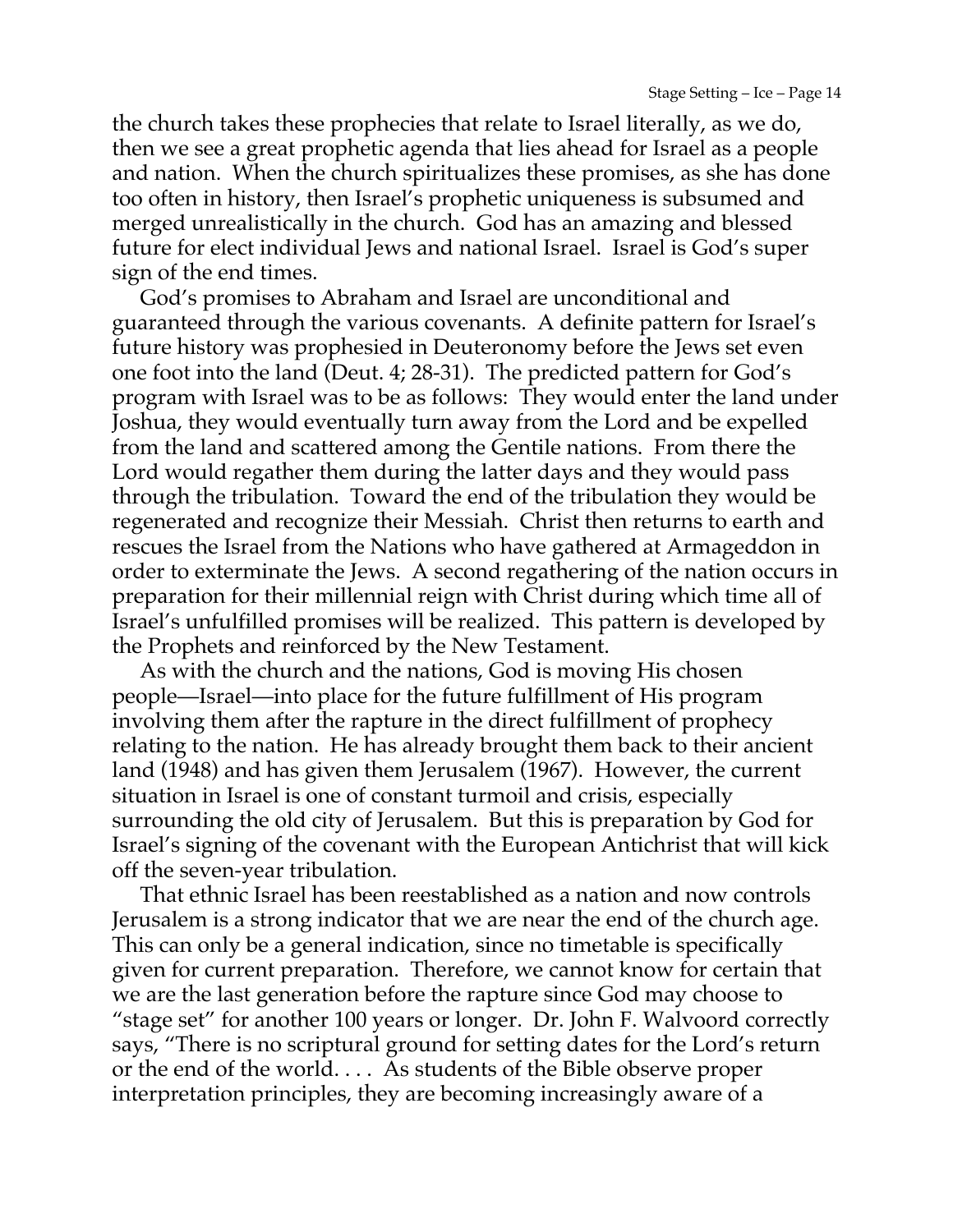the church takes these prophecies that relate to Israel literally, as we do, then we see a great prophetic agenda that lies ahead for Israel as a people and nation. When the church spiritualizes these promises, as she has done too often in history, then Israel's prophetic uniqueness is subsumed and merged unrealistically in the church. God has an amazing and blessed future for elect individual Jews and national Israel. Israel is God's super sign of the end times.

God's promises to Abraham and Israel are unconditional and guaranteed through the various covenants. A definite pattern for Israel's future history was prophesied in Deuteronomy before the Jews set even one foot into the land (Deut. 4; 28-31). The predicted pattern for God's program with Israel was to be as follows: They would enter the land under Joshua, they would eventually turn away from the Lord and be expelled from the land and scattered among the Gentile nations. From there the Lord would regather them during the latter days and they would pass through the tribulation. Toward the end of the tribulation they would be regenerated and recognize their Messiah. Christ then returns to earth and rescues the Israel from the Nations who have gathered at Armageddon in order to exterminate the Jews. A second regathering of the nation occurs in preparation for their millennial reign with Christ during which time all of Israel's unfulfilled promises will be realized. This pattern is developed by the Prophets and reinforced by the New Testament.

As with the church and the nations, God is moving His chosen people—Israel—into place for the future fulfillment of His program involving them after the rapture in the direct fulfillment of prophecy relating to the nation. He has already brought them back to their ancient land (1948) and has given them Jerusalem (1967). However, the current situation in Israel is one of constant turmoil and crisis, especially surrounding the old city of Jerusalem. But this is preparation by God for Israel's signing of the covenant with the European Antichrist that will kick off the seven-year tribulation.

That ethnic Israel has been reestablished as a nation and now controls Jerusalem is a strong indicator that we are near the end of the church age. This can only be a general indication, since no timetable is specifically given for current preparation. Therefore, we cannot know for certain that we are the last generation before the rapture since God may choose to "stage set" for another 100 years or longer. Dr. John F. Walvoord correctly says, "There is no scriptural ground for setting dates for the Lord's return or the end of the world. . . . As students of the Bible observe proper interpretation principles, they are becoming increasingly aware of a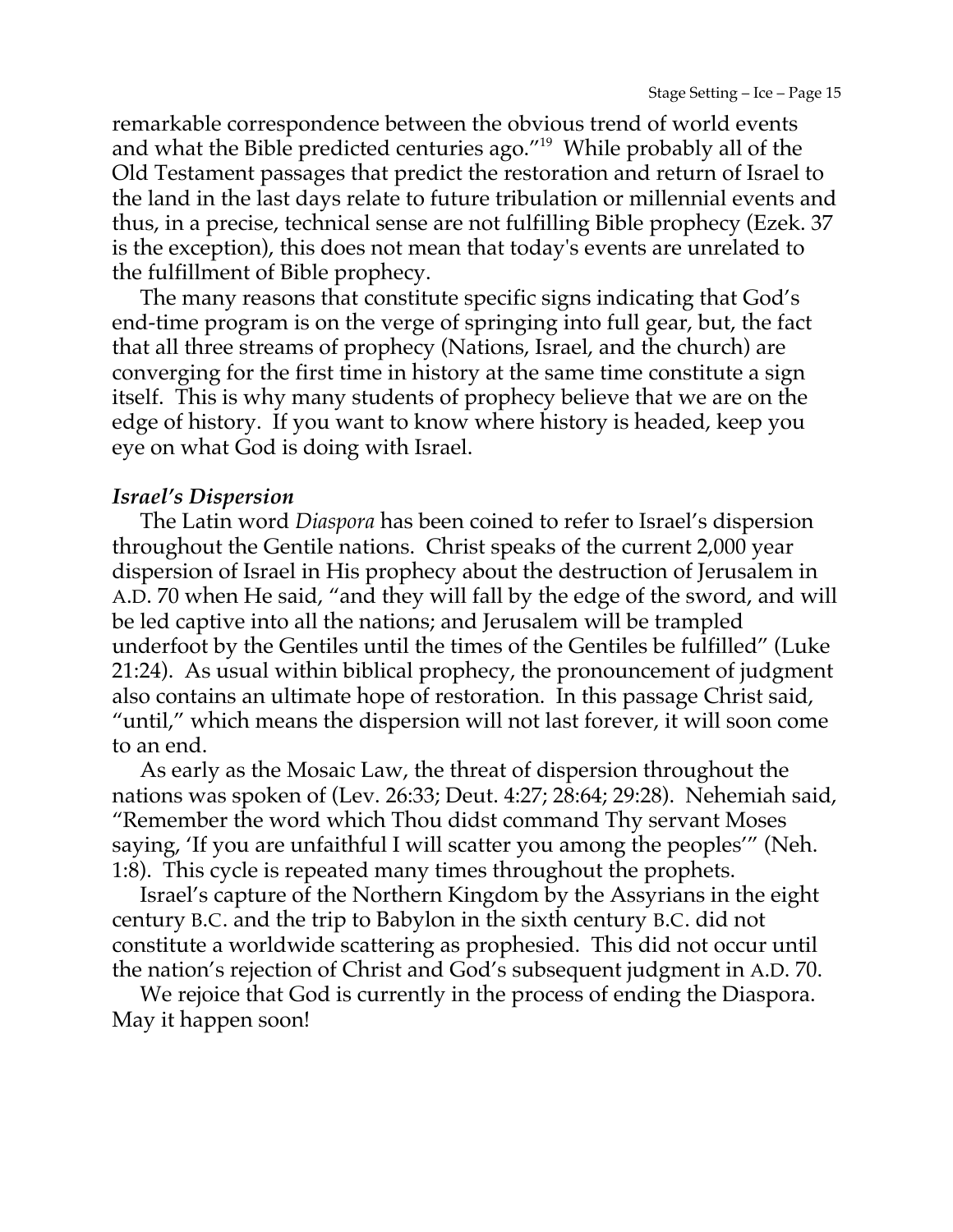remarkable correspondence between the obvious trend of world events and what the Bible predicted centuries ago."[19] While probably all of the Old Testament passages that predict the restoration and return of Israel to the land in the last days relate to future tribulation or millennial events and thus, in a precise, technical sense are not fulfilling Bible prophecy (Ezek. 37 is the exception), this does not mean that today's events are unrelated to the fulfillment of Bible prophecy.

The many reasons that constitute specific signs indicating that God's end-time program is on the verge of springing into full gear, but, the fact that all three streams of prophecy (Nations, Israel, and the church) are converging for the first time in history at the same time constitute a sign itself. This is why many students of prophecy believe that we are on the edge of history. If you want to know where history is headed, keep you eye on what God is doing with Israel.

***Israel's Dispersion***

The Latin word *Diaspora* has been coined to refer to Israel's dispersion throughout the Gentile nations. Christ speaks of the current 2,000 year dispersion of Israel in His prophecy about the destruction of Jerusalem in A.D. 70 when He said, "and they will fall by the edge of the sword, and will be led captive into all the nations; and Jerusalem will be trampled underfoot by the Gentiles until the times of the Gentiles be fulfilled" (Luke 21:24). As usual within biblical prophecy, the pronouncement of judgment also contains an ultimate hope of restoration. In this passage Christ said, "until," which means the dispersion will not last forever, it will soon come to an end.

As early as the Mosaic Law, the threat of dispersion throughout the nations was spoken of (Lev. 26:33; Deut. 4:27; 28:64; 29:28). Nehemiah said, "Remember the word which Thou didst command Thy servant Moses saying, 'If you are unfaithful I will scatter you among the peoples'" (Neh. 1:8). This cycle is repeated many times throughout the prophets.

Israel's capture of the Northern Kingdom by the Assyrians in the eight century B.C. and the trip to Babylon in the sixth century B.C. did not constitute a worldwide scattering as prophesied. This did not occur until the nation's rejection of Christ and God's subsequent judgment in A.D. 70.

We rejoice that God is currently in the process of ending the Diaspora. May it happen soon!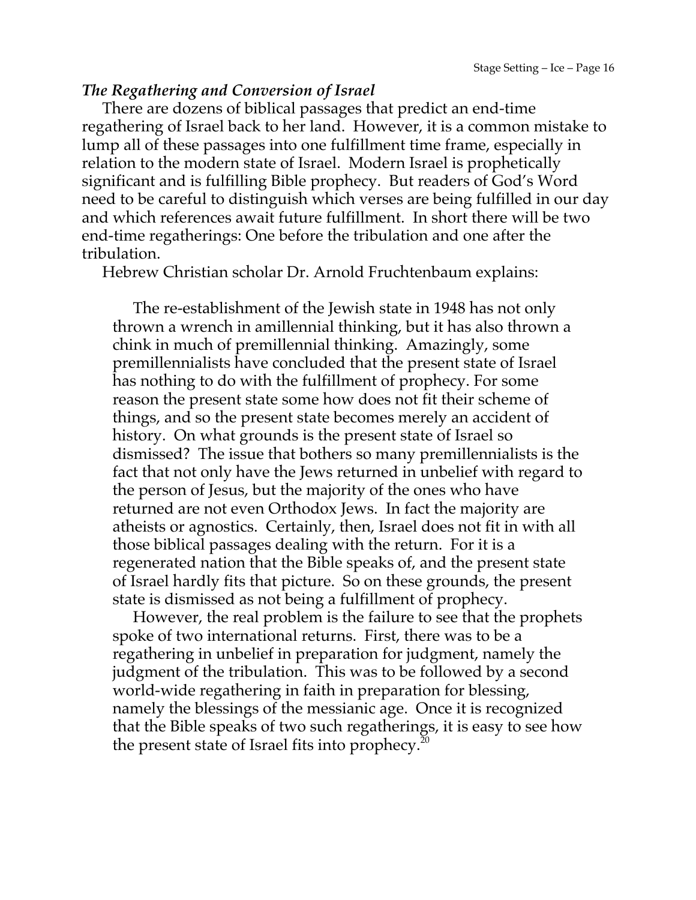### *The Regathering and Conversion of Israel*

There are dozens of biblical passages that predict an end-time regathering of Israel back to her land. However, it is a common mistake to lump all of these passages into one fulfillment time frame, especially in relation to the modern state of Israel. Modern Israel is prophetically significant and is fulfilling Bible prophecy. But readers of God's Word need to be careful to distinguish which verses are being fulfilled in our day and which references await future fulfillment. In short there will be two end-time regatherings: One before the tribulation and one after the tribulation.

Hebrew Christian scholar Dr. Arnold Fruchtenbaum explains:

> The re-establishment of the Jewish state in 1948 has not only thrown a wrench in amillennial thinking, but it has also thrown a chink in much of premillennial thinking. Amazingly, some premillennialists have concluded that the present state of Israel has nothing to do with the fulfillment of prophecy. For some reason the present state some how does not fit their scheme of things, and so the present state becomes merely an accident of history. On what grounds is the present state of Israel so dismissed? The issue that bothers so many premillennialists is the fact that not only have the Jews returned in unbelief with regard to the person of Jesus, but the majority of the ones who have returned are not even Orthodox Jews. In fact the majority are atheists or agnostics. Certainly, then, Israel does not fit in with all those biblical passages dealing with the return. For it is a regenerated nation that the Bible speaks of, and the present state of Israel hardly fits that picture. So on these grounds, the present state is dismissed as not being a fulfillment of prophecy.
>
> However, the real problem is the failure to see that the prophets spoke of two international returns. First, there was to be a regathering in unbelief in preparation for judgment, namely the judgment of the tribulation. This was to be followed by a second world-wide regathering in faith in preparation for blessing, namely the blessings of the messianic age. Once it is recognized that the Bible speaks of two such regatherings, it is easy to see how the present state of Israel fits into prophecy.[20]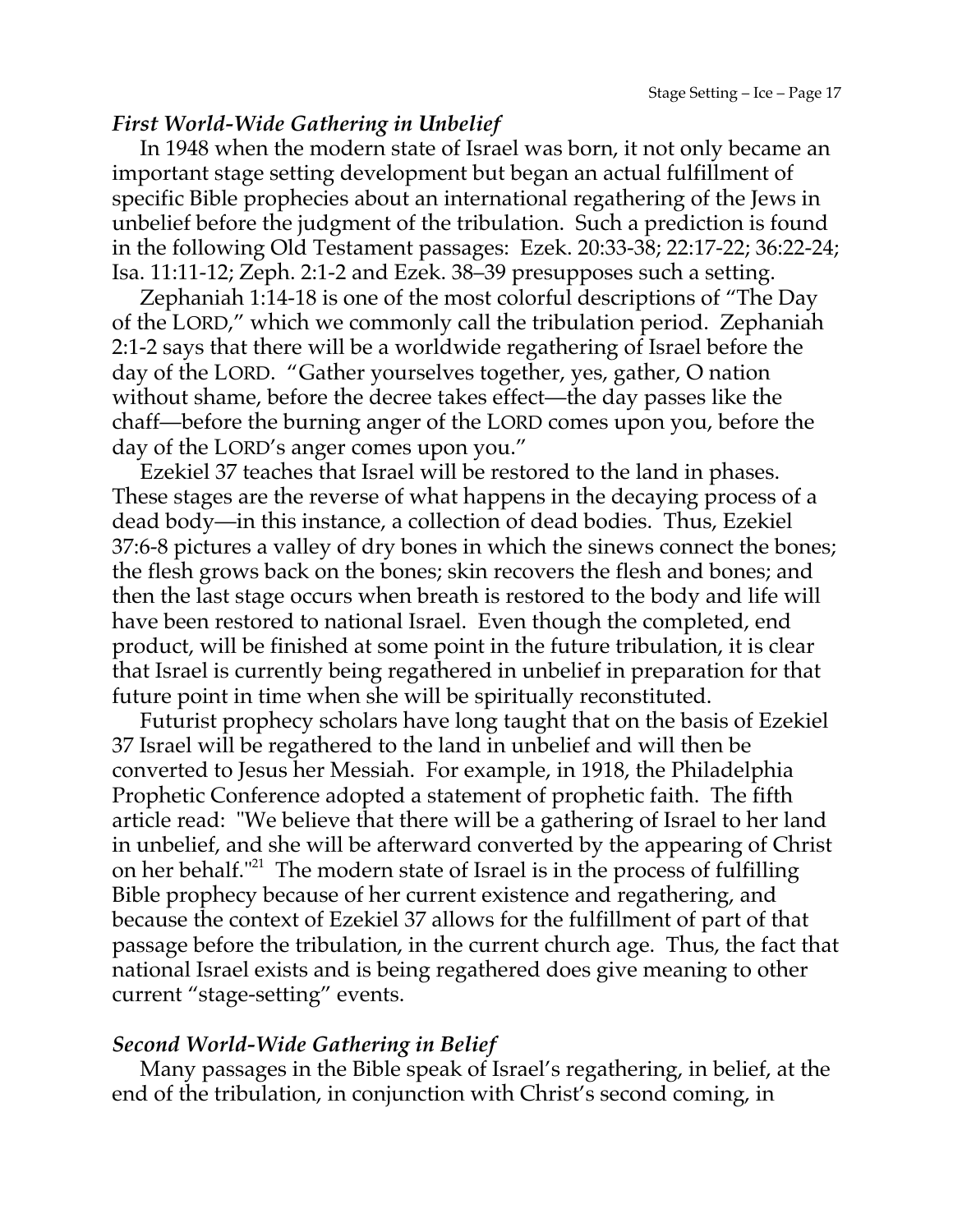### *First World-Wide Gathering in Unbelief*

In 1948 when the modern state of Israel was born, it not only became an important stage setting development but began an actual fulfillment of specific Bible prophecies about an international regathering of the Jews in unbelief before the judgment of the tribulation. Such a prediction is found in the following Old Testament passages: Ezek. 20:33-38; 22:17-22; 36:22-24; Isa. 11:11-12; Zeph. 2:1-2 and Ezek. 38–39 presupposes such a setting.

Zephaniah 1:14-18 is one of the most colorful descriptions of "The Day of the LORD," which we commonly call the tribulation period. Zephaniah 2:1-2 says that there will be a worldwide regathering of Israel before the day of the LORD. "Gather yourselves together, yes, gather, O nation without shame, before the decree takes effect—the day passes like the chaff—before the burning anger of the LORD comes upon you, before the day of the LORD's anger comes upon you."

Ezekiel 37 teaches that Israel will be restored to the land in phases. These stages are the reverse of what happens in the decaying process of a dead body—in this instance, a collection of dead bodies. Thus, Ezekiel 37:6-8 pictures a valley of dry bones in which the sinews connect the bones; the flesh grows back on the bones; skin recovers the flesh and bones; and then the last stage occurs when breath is restored to the body and life will have been restored to national Israel. Even though the completed, end product, will be finished at some point in the future tribulation, it is clear that Israel is currently being regathered in unbelief in preparation for that future point in time when she will be spiritually reconstituted.

Futurist prophecy scholars have long taught that on the basis of Ezekiel 37 Israel will be regathered to the land in unbelief and will then be converted to Jesus her Messiah. For example, in 1918, the Philadelphia Prophetic Conference adopted a statement of prophetic faith. The fifth article read: "We believe that there will be a gathering of Israel to her land in unbelief, and she will be afterward converted by the appearing of Christ on her behalf."[21] The modern state of Israel is in the process of fulfilling Bible prophecy because of her current existence and regathering, and because the context of Ezekiel 37 allows for the fulfillment of part of that passage before the tribulation, in the current church age. Thus, the fact that national Israel exists and is being regathered does give meaning to other current "stage-setting" events.

### *Second World-Wide Gathering in Belief*

Many passages in the Bible speak of Israel's regathering, in belief, at the end of the tribulation, in conjunction with Christ's second coming, in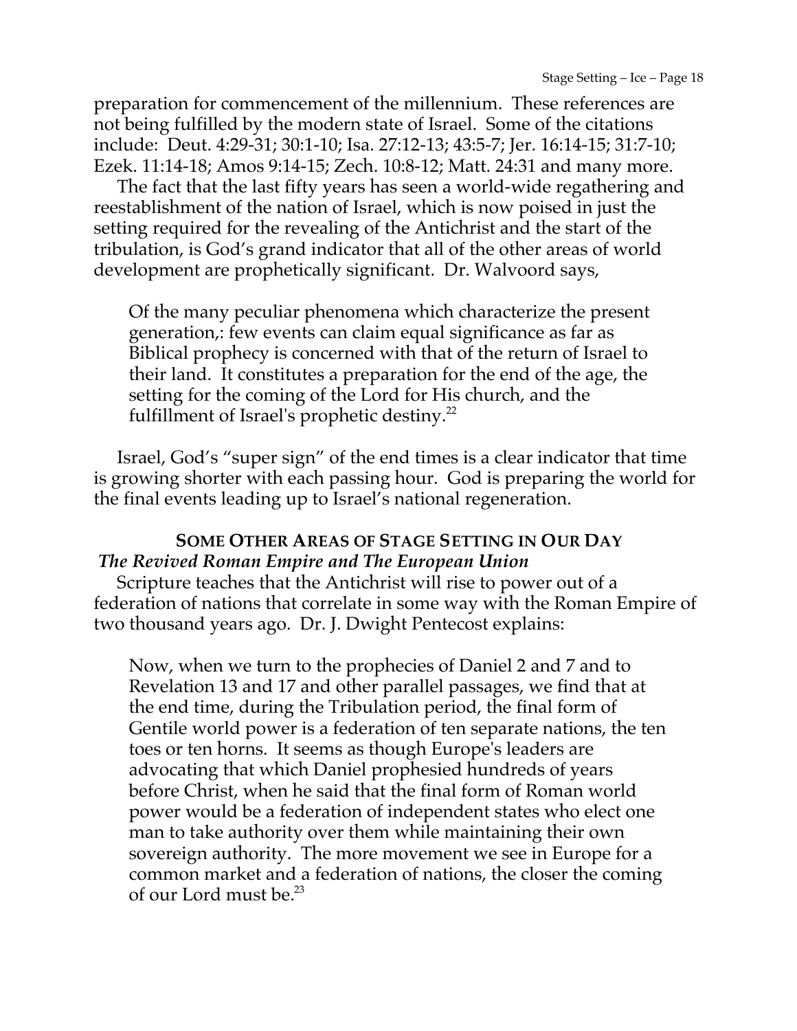preparation for commencement of the millennium. These references are not being fulfilled by the modern state of Israel. Some of the citations include: Deut. 4:29-31; 30:1-10; Isa. 27:12-13; 43:5-7; Jer. 16:14-15; 31:7-10; Ezek. 11:14-18; Amos 9:14-15; Zech. 10:8-12; Matt. 24:31 and many more.

The fact that the last fifty years has seen a world-wide regathering and reestablishment of the nation of Israel, which is now poised in just the setting required for the revealing of the Antichrist and the start of the tribulation, is God's grand indicator that all of the other areas of world development are prophetically significant. Dr. Walvoord says,

> Of the many peculiar phenomena which characterize the present generation,: few events can claim equal significance as far as Biblical prophecy is concerned with that of the return of Israel to their land. It constitutes a preparation for the end of the age, the setting for the coming of the Lord for His church, and the fulfillment of Israel's prophetic destiny.[22]

Israel, God's "super sign" of the end times is a clear indicator that time is growing shorter with each passing hour. God is preparing the world for the final events leading up to Israel's national regeneration.

## SOME OTHER AREAS OF STAGE SETTING IN OUR DAY

### *The Revived Roman Empire and The European Union*

Scripture teaches that the Antichrist will rise to power out of a federation of nations that correlate in some way with the Roman Empire of two thousand years ago. Dr. J. Dwight Pentecost explains:

> Now, when we turn to the prophecies of Daniel 2 and 7 and to Revelation 13 and 17 and other parallel passages, we find that at the end time, during the Tribulation period, the final form of Gentile world power is a federation of ten separate nations, the ten toes or ten horns. It seems as though Europe's leaders are advocating that which Daniel prophesied hundreds of years before Christ, when he said that the final form of Roman world power would be a federation of independent states who elect one man to take authority over them while maintaining their own sovereign authority. The more movement we see in Europe for a common market and a federation of nations, the closer the coming of our Lord must be.[23]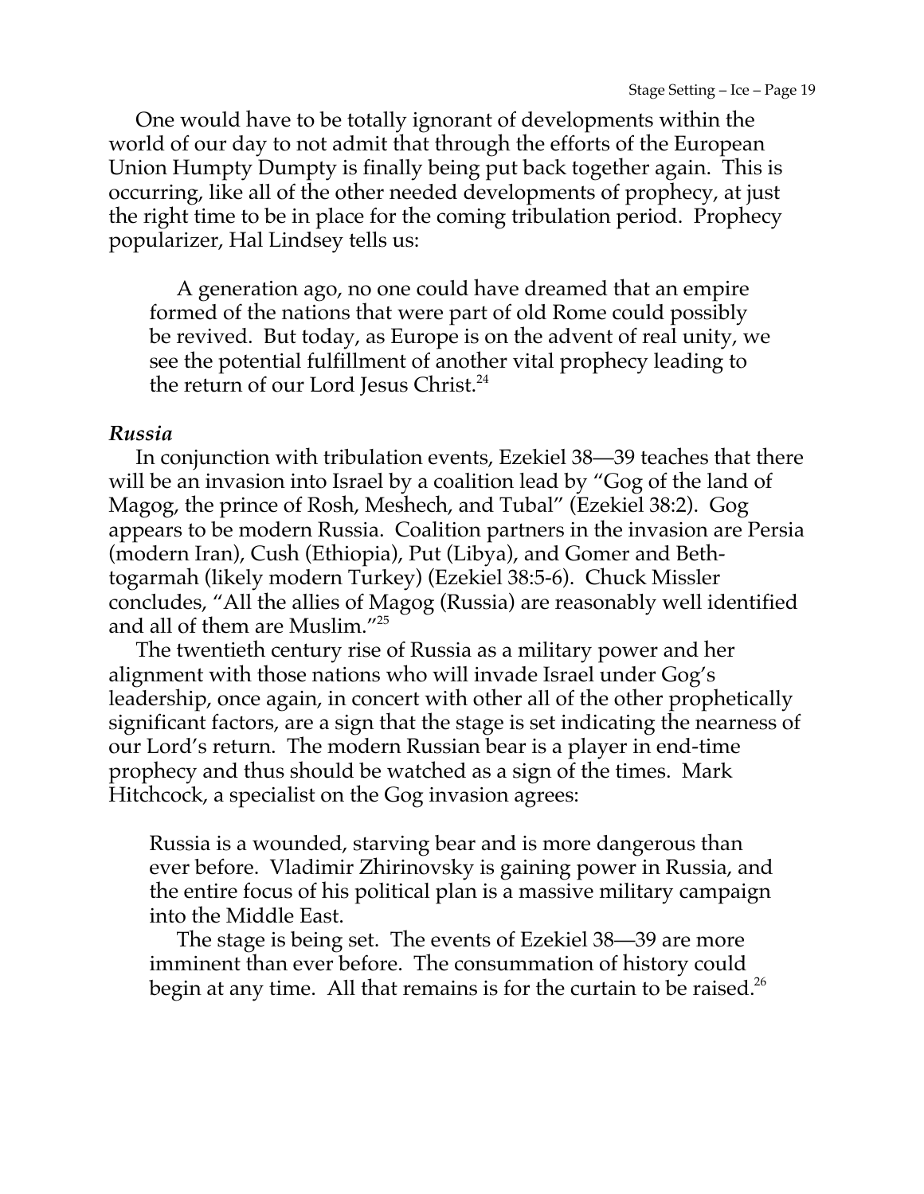One would have to be totally ignorant of developments within the world of our day to not admit that through the efforts of the European Union Humpty Dumpty is finally being put back together again. This is occurring, like all of the other needed developments of prophecy, at just the right time to be in place for the coming tribulation period. Prophecy popularizer, Hal Lindsey tells us:

> A generation ago, no one could have dreamed that an empire formed of the nations that were part of old Rome could possibly be revived. But today, as Europe is on the advent of real unity, we see the potential fulfillment of another vital prophecy leading to the return of our Lord Jesus Christ.[24]

***Russia***

In conjunction with tribulation events, Ezekiel 38—39 teaches that there will be an invasion into Israel by a coalition lead by "Gog of the land of Magog, the prince of Rosh, Meshech, and Tubal" (Ezekiel 38:2). Gog appears to be modern Russia. Coalition partners in the invasion are Persia (modern Iran), Cush (Ethiopia), Put (Libya), and Gomer and Beth-togarmah (likely modern Turkey) (Ezekiel 38:5-6). Chuck Missler concludes, "All the allies of Magog (Russia) are reasonably well identified and all of them are Muslim."[25]

The twentieth century rise of Russia as a military power and her alignment with those nations who will invade Israel under Gog's leadership, once again, in concert with other all of the other prophetically significant factors, are a sign that the stage is set indicating the nearness of our Lord's return. The modern Russian bear is a player in end-time prophecy and thus should be watched as a sign of the times. Mark Hitchcock, a specialist on the Gog invasion agrees:

> Russia is a wounded, starving bear and is more dangerous than ever before. Vladimir Zhirinovsky is gaining power in Russia, and the entire focus of his political plan is a massive military campaign into the Middle East.
>
> The stage is being set. The events of Ezekiel 38—39 are more imminent than ever before. The consummation of history could begin at any time. All that remains is for the curtain to be raised.[26]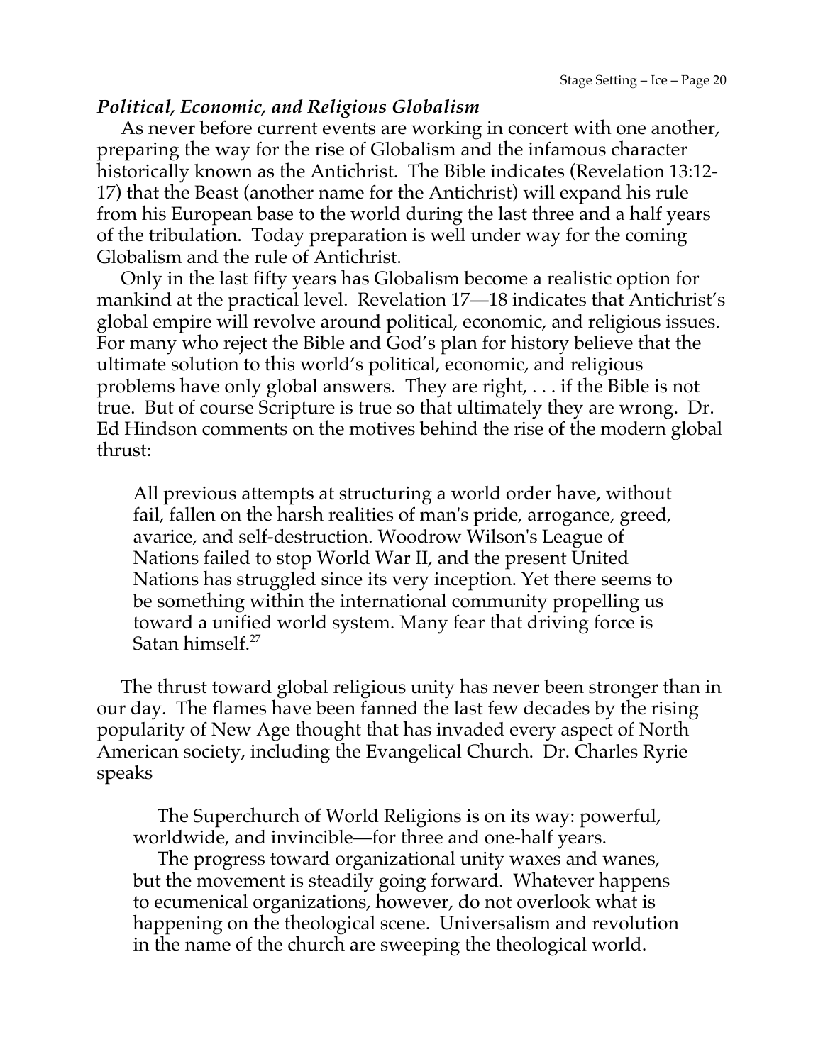### *Political, Economic, and Religious Globalism*

As never before current events are working in concert with one another, preparing the way for the rise of Globalism and the infamous character historically known as the Antichrist. The Bible indicates (Revelation 13:12-17) that the Beast (another name for the Antichrist) will expand his rule from his European base to the world during the last three and a half years of the tribulation. Today preparation is well under way for the coming Globalism and the rule of Antichrist.

Only in the last fifty years has Globalism become a realistic option for mankind at the practical level. Revelation 17—18 indicates that Antichrist's global empire will revolve around political, economic, and religious issues. For many who reject the Bible and God's plan for history believe that the ultimate solution to this world's political, economic, and religious problems have only global answers. They are right, . . . if the Bible is not true. But of course Scripture is true so that ultimately they are wrong. Dr. Ed Hindson comments on the motives behind the rise of the modern global thrust:

> All previous attempts at structuring a world order have, without fail, fallen on the harsh realities of man's pride, arrogance, greed, avarice, and self-destruction. Woodrow Wilson's League of Nations failed to stop World War II, and the present United Nations has struggled since its very inception. Yet there seems to be something within the international community propelling us toward a unified world system. Many fear that driving force is Satan himself.[27]

The thrust toward global religious unity has never been stronger than in our day. The flames have been fanned the last few decades by the rising popularity of New Age thought that has invaded every aspect of North American society, including the Evangelical Church. Dr. Charles Ryrie speaks

> The Superchurch of World Religions is on its way: powerful, worldwide, and invincible—for three and one-half years.
>
> The progress toward organizational unity waxes and wanes, but the movement is steadily going forward. Whatever happens to ecumenical organizations, however, do not overlook what is happening on the theological scene. Universalism and revolution in the name of the church are sweeping the theological world.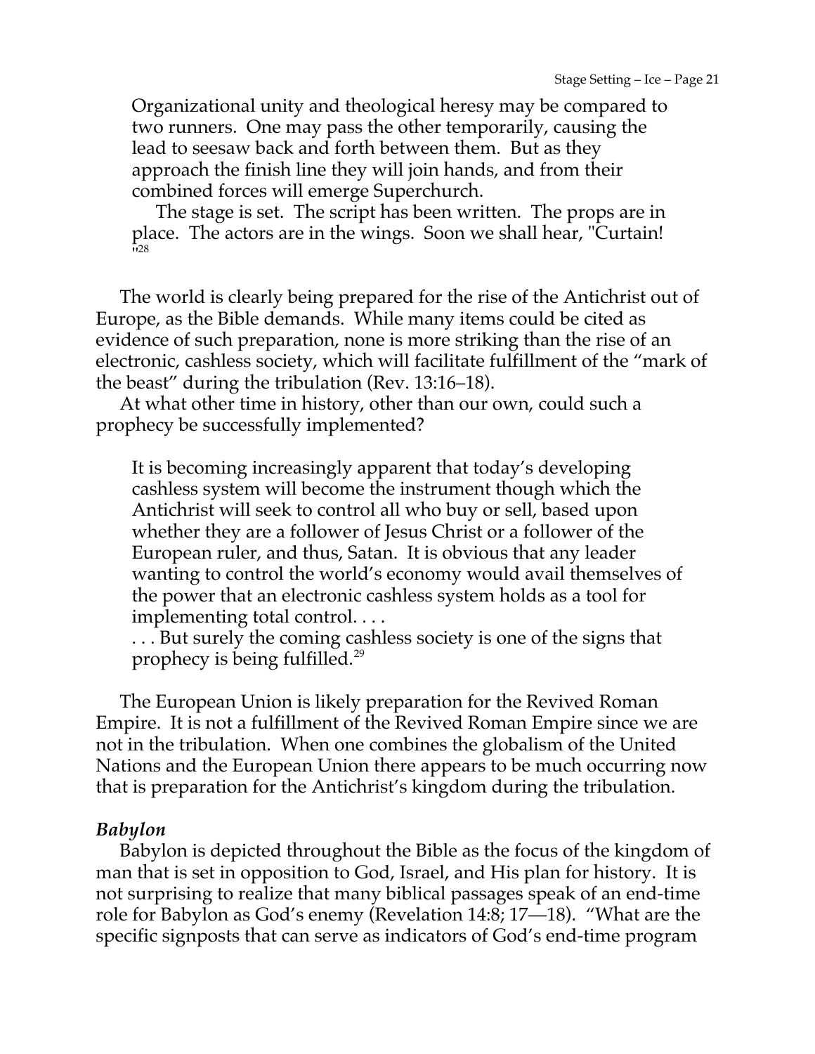Organizational unity and theological heresy may be compared to two runners. One may pass the other temporarily, causing the lead to seesaw back and forth between them. But as they approach the finish line they will join hands, and from their combined forces will emerge Superchurch.

The stage is set. The script has been written. The props are in place. The actors are in the wings. Soon we shall hear, "Curtain!"[28]

The world is clearly being prepared for the rise of the Antichrist out of Europe, as the Bible demands. While many items could be cited as evidence of such preparation, none is more striking than the rise of an electronic, cashless society, which will facilitate fulfillment of the "mark of the beast" during the tribulation (Rev. 13:16–18).

At what other time in history, other than our own, could such a prophecy be successfully implemented?

> It is becoming increasingly apparent that today's developing cashless system will become the instrument though which the Antichrist will seek to control all who buy or sell, based upon whether they are a follower of Jesus Christ or a follower of the European ruler, and thus, Satan. It is obvious that any leader wanting to control the world's economy would avail themselves of the power that an electronic cashless system holds as a tool for implementing total control. . . .
>
> . . . But surely the coming cashless society is one of the signs that prophecy is being fulfilled.[29]

The European Union is likely preparation for the Revived Roman Empire. It is not a fulfillment of the Revived Roman Empire since we are not in the tribulation. When one combines the globalism of the United Nations and the European Union there appears to be much occurring now that is preparation for the Antichrist's kingdom during the tribulation.

### *Babylon*

Babylon is depicted throughout the Bible as the focus of the kingdom of man that is set in opposition to God, Israel, and His plan for history. It is not surprising to realize that many biblical passages speak of an end-time role for Babylon as God's enemy (Revelation 14:8; 17—18). "What are the specific signposts that can serve as indicators of God's end-time program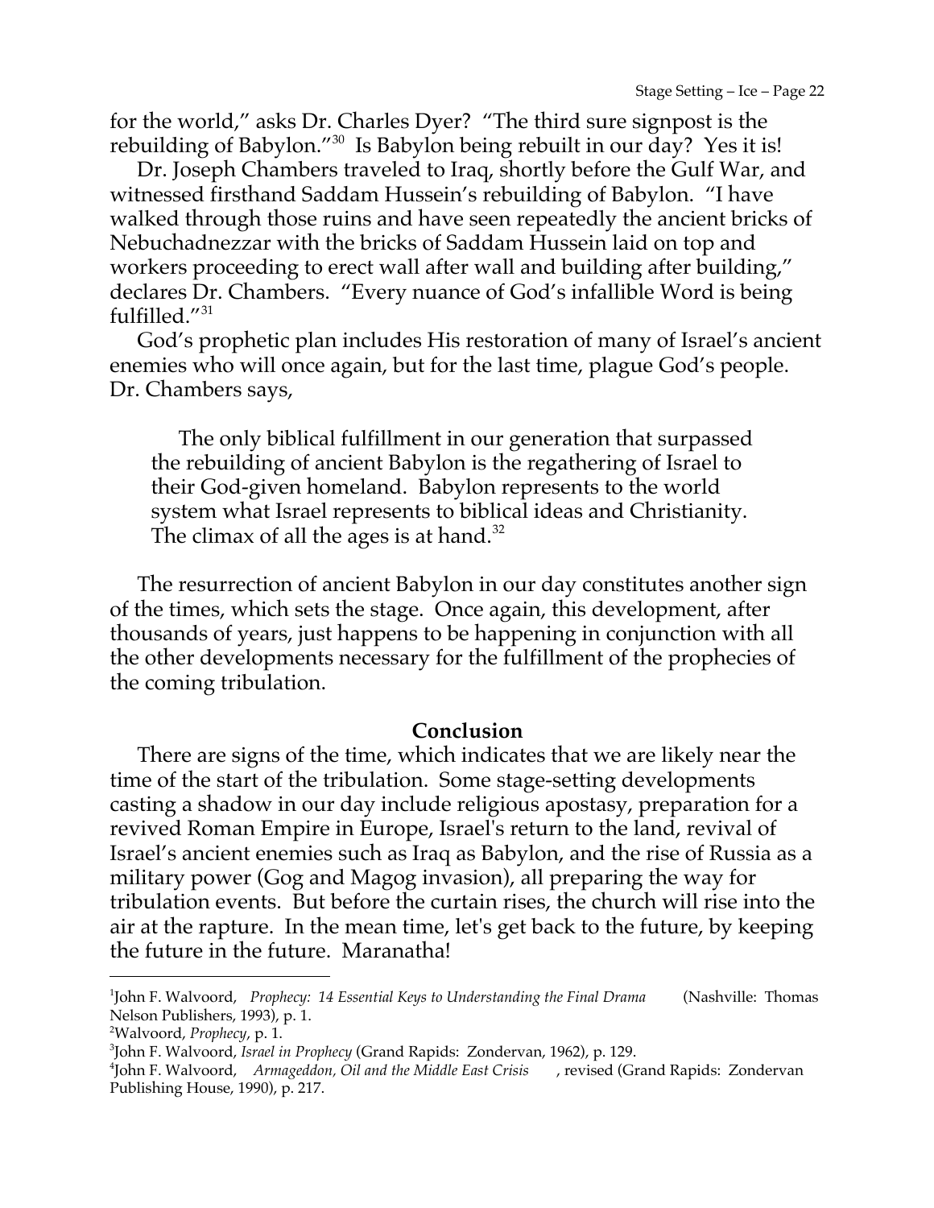for the world," asks Dr. Charles Dyer? "The third sure signpost is the rebuilding of Babylon."[30] Is Babylon being rebuilt in our day? Yes it is!

Dr. Joseph Chambers traveled to Iraq, shortly before the Gulf War, and witnessed firsthand Saddam Hussein's rebuilding of Babylon. "I have walked through those ruins and have seen repeatedly the ancient bricks of Nebuchadnezzar with the bricks of Saddam Hussein laid on top and workers proceeding to erect wall after wall and building after building," declares Dr. Chambers. "Every nuance of God's infallible Word is being fulfilled."[31]

God's prophetic plan includes His restoration of many of Israel's ancient enemies who will once again, but for the last time, plague God's people. Dr. Chambers says,

> The only biblical fulfillment in our generation that surpassed the rebuilding of ancient Babylon is the regathering of Israel to their God-given homeland. Babylon represents to the world system what Israel represents to biblical ideas and Christianity. The climax of all the ages is at hand.[32]

The resurrection of ancient Babylon in our day constitutes another sign of the times, which sets the stage. Once again, this development, after thousands of years, just happens to be happening in conjunction with all the other developments necessary for the fulfillment of the prophecies of the coming tribulation.

**Conclusion**

There are signs of the time, which indicates that we are likely near the time of the start of the tribulation. Some stage-setting developments casting a shadow in our day include religious apostasy, preparation for a revived Roman Empire in Europe, Israel's return to the land, revival of Israel's ancient enemies such as Iraq as Babylon, and the rise of Russia as a military power (Gog and Magog invasion), all preparing the way for tribulation events. But before the curtain rises, the church will rise into the air at the rapture. In the mean time, let's get back to the future, by keeping the future in the future. Maranatha!

---

[1]John F. Walvoord, *Prophecy: 14 Essential Keys to Understanding the Final Drama* (Nashville: Thomas Nelson Publishers, 1993), p. 1.

[2]Walvoord, *Prophecy*, p. 1.

[3]John F. Walvoord, *Israel in Prophecy* (Grand Rapids: Zondervan, 1962), p. 129.

[4]John F. Walvoord, *Armageddon, Oil and the Middle East Crisis*, revised (Grand Rapids: Zondervan Publishing House, 1990), p. 217.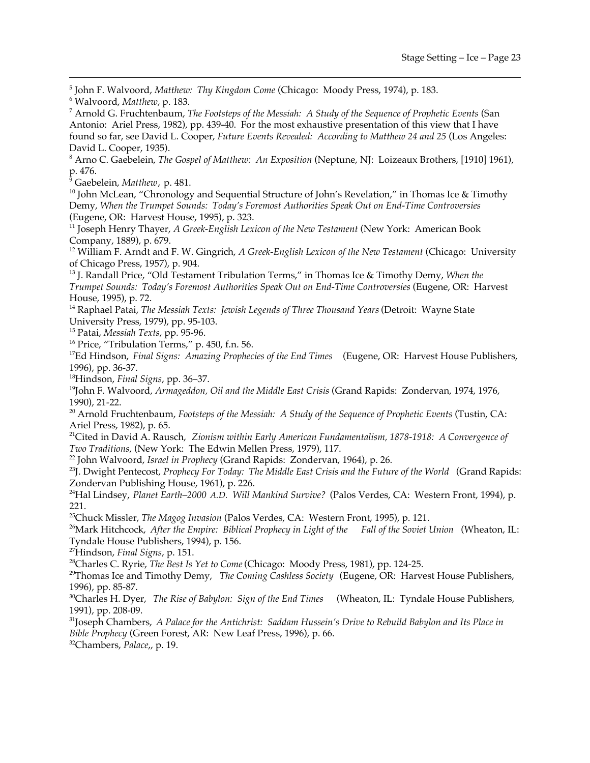[5] John F. Walvoord, *Matthew: Thy Kingdom Come* (Chicago: Moody Press, 1974), p. 183.

[6] Walvoord, *Matthew*, p. 183.

[7] Arnold G. Fruchtenbaum, *The Footsteps of the Messiah: A Study of the Sequence of Prophetic Events* (San Antonio: Ariel Press, 1982), pp. 439-40. For the most exhaustive presentation of this view that I have found so far, see David L. Cooper, *Future Events Revealed: According to Matthew 24 and 25* (Los Angeles: David L. Cooper, 1935).

[8] Arno C. Gaebelein, *The Gospel of Matthew: An Exposition* (Neptune, NJ: Loizeaux Brothers, [1910] 1961), p. 476.

[9] Gaebelein, *Matthew*, p. 481.

[10] John McLean, "Chronology and Sequential Structure of John's Revelation," in Thomas Ice & Timothy Demy, *When the Trumpet Sounds: Today's Foremost Authorities Speak Out on End-Time Controversies* (Eugene, OR: Harvest House, 1995), p. 323.

[11] Joseph Henry Thayer, *A Greek-English Lexicon of the New Testament* (New York: American Book Company, 1889), p. 679.

[12] William F. Arndt and F. W. Gingrich, *A Greek-English Lexicon of the New Testament* (Chicago: University of Chicago Press, 1957), p. 904.

[13] J. Randall Price, "Old Testament Tribulation Terms," in Thomas Ice & Timothy Demy, *When the Trumpet Sounds: Today's Foremost Authorities Speak Out on End-Time Controversies* (Eugene, OR: Harvest House, 1995), p. 72.

[14] Raphael Patai, *The Messiah Texts: Jewish Legends of Three Thousand Years* (Detroit: Wayne State University Press, 1979), pp. 95-103.

[15] Patai, *Messiah Texts*, pp. 95-96.

[16] Price, "Tribulation Terms," p. 450, f.n. 56.

[17] Ed Hindson, *Final Signs: Amazing Prophecies of the End Times* (Eugene, OR: Harvest House Publishers, 1996), pp. 36-37.

[18] Hindson, *Final Signs*, pp. 36–37.

[19] John F. Walvoord, *Armageddon, Oil and the Middle East Crisis* (Grand Rapids: Zondervan, 1974, 1976, 1990), 21-22.

[20] Arnold Fruchtenbaum, *Footsteps of the Messiah: A Study of the Sequence of Prophetic Events* (Tustin, CA: Ariel Press, 1982), p. 65.

[21] Cited in David A. Rausch, *Zionism within Early American Fundamentalism, 1878-1918: A Convergence of Two Traditions*, (New York: The Edwin Mellen Press, 1979), 117.

[22] John Walvoord, *Israel in Prophecy* (Grand Rapids: Zondervan, 1964), p. 26.

[23] J. Dwight Pentecost, *Prophecy For Today: The Middle East Crisis and the Future of the World* (Grand Rapids: Zondervan Publishing House, 1961), p. 226.

[24] Hal Lindsey, *Planet Earth–2000 A.D. Will Mankind Survive?* (Palos Verdes, CA: Western Front, 1994), p. 221.

[25] Chuck Missler, *The Magog Invasion* (Palos Verdes, CA: Western Front, 1995), p. 121.

[26] Mark Hitchcock, *After the Empire: Biblical Prophecy in Light of the Fall of the Soviet Union* (Wheaton, IL: Tyndale House Publishers, 1994), p. 156.

[27] Hindson, *Final Signs*, p. 151.

[28] Charles C. Ryrie, *The Best Is Yet to Come* (Chicago: Moody Press, 1981), pp. 124-25.

[29] Thomas Ice and Timothy Demy, *The Coming Cashless Society* (Eugene, OR: Harvest House Publishers, 1996), pp. 85-87.

[30] Charles H. Dyer, *The Rise of Babylon: Sign of the End Times* (Wheaton, IL: Tyndale House Publishers, 1991), pp. 208-09.

[31] Joseph Chambers, *A Palace for the Antichrist: Saddam Hussein's Drive to Rebuild Babylon and Its Place in Bible Prophecy* (Green Forest, AR: New Leaf Press, 1996), p. 66.

[32] Chambers, *Palace*,, p. 19.